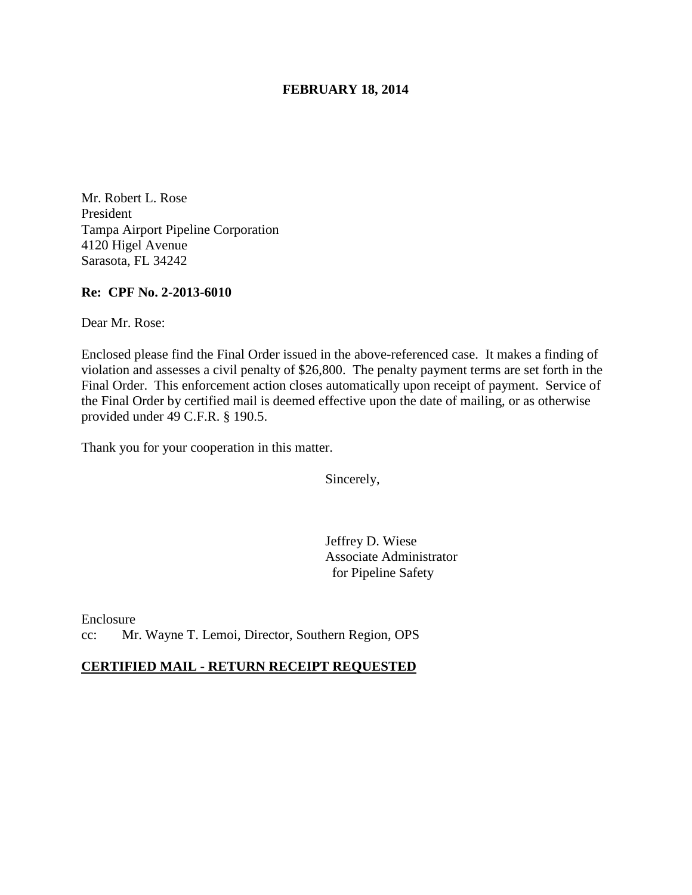**FEBRUARY 18, 2014**

Mr. Robert L. Rose
President
Tampa Airport Pipeline Corporation
4120 Higel Avenue
Sarasota, FL 34242

**Re: CPF No. 2-2013-6010**

Dear Mr. Rose:

Enclosed please find the Final Order issued in the above-referenced case. It makes a finding of violation and assesses a civil penalty of $26,800. The penalty payment terms are set forth in the Final Order. This enforcement action closes automatically upon receipt of payment. Service of the Final Order by certified mail is deemed effective upon the date of mailing, or as otherwise provided under 49 C.F.R. § 190.5.

Thank you for your cooperation in this matter.

Sincerely,

Jeffrey D. Wiese
Associate Administrator
for Pipeline Safety

Enclosure
cc: Mr. Wayne T. Lemoi, Director, Southern Region, OPS

**CERTIFIED MAIL - RETURN RECEIPT REQUESTED**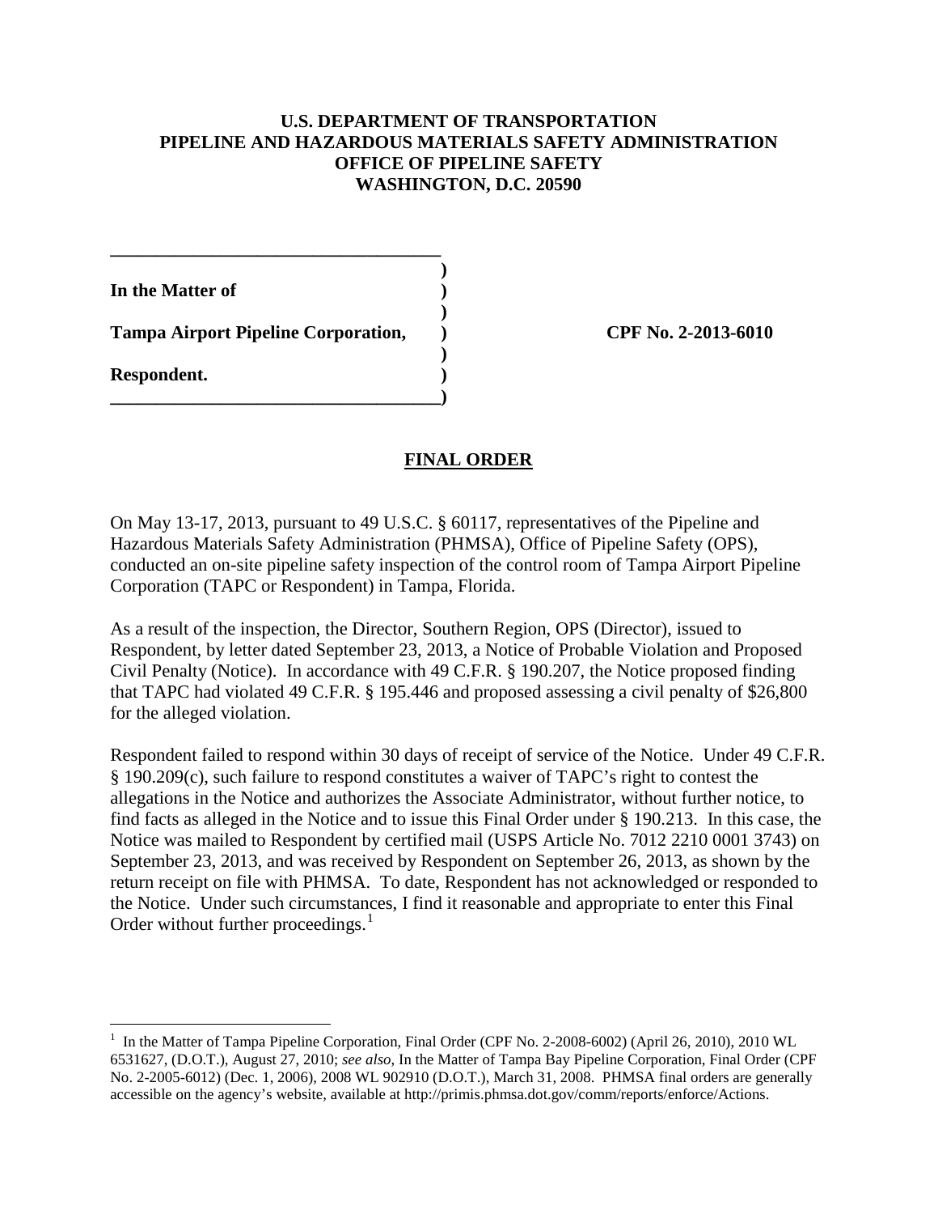**U.S. DEPARTMENT OF TRANSPORTATION**
**PIPELINE AND HAZARDOUS MATERIALS SAFETY ADMINISTRATION**
**OFFICE OF PIPELINE SAFETY**
**WASHINGTON, D.C. 20590**

| | |
|---|---|
| **In the Matter of** | |
| **Tampa Airport Pipeline Corporation,** | **CPF No. 2-2013-6010** |
| **Respondent.** | |

## FINAL ORDER

On May 13-17, 2013, pursuant to 49 U.S.C. § 60117, representatives of the Pipeline and Hazardous Materials Safety Administration (PHMSA), Office of Pipeline Safety (OPS), conducted an on-site pipeline safety inspection of the control room of Tampa Airport Pipeline Corporation (TAPC or Respondent) in Tampa, Florida.

As a result of the inspection, the Director, Southern Region, OPS (Director), issued to Respondent, by letter dated September 23, 2013, a Notice of Probable Violation and Proposed Civil Penalty (Notice). In accordance with 49 C.F.R. § 190.207, the Notice proposed finding that TAPC had violated 49 C.F.R. § 195.446 and proposed assessing a civil penalty of $26,800 for the alleged violation.

Respondent failed to respond within 30 days of receipt of service of the Notice. Under 49 C.F.R. § 190.209(c), such failure to respond constitutes a waiver of TAPC's right to contest the allegations in the Notice and authorizes the Associate Administrator, without further notice, to find facts as alleged in the Notice and to issue this Final Order under § 190.213. In this case, the Notice was mailed to Respondent by certified mail (USPS Article No. 7012 2210 0001 3743) on September 23, 2013, and was received by Respondent on September 26, 2013, as shown by the return receipt on file with PHMSA. To date, Respondent has not acknowledged or responded to the Notice. Under such circumstances, I find it reasonable and appropriate to enter this Final Order without further proceedings.[1]

[1] In the Matter of Tampa Pipeline Corporation, Final Order (CPF No. 2-2008-6002) (April 26, 2010), 2010 WL 6531627, (D.O.T.), August 27, 2010; *see also*, In the Matter of Tampa Bay Pipeline Corporation, Final Order (CPF No. 2-2005-6012) (Dec. 1, 2006), 2008 WL 902910 (D.O.T.), March 31, 2008. PHMSA final orders are generally accessible on the agency's website, available at http://primis.phmsa.dot.gov/comm/reports/enforce/Actions.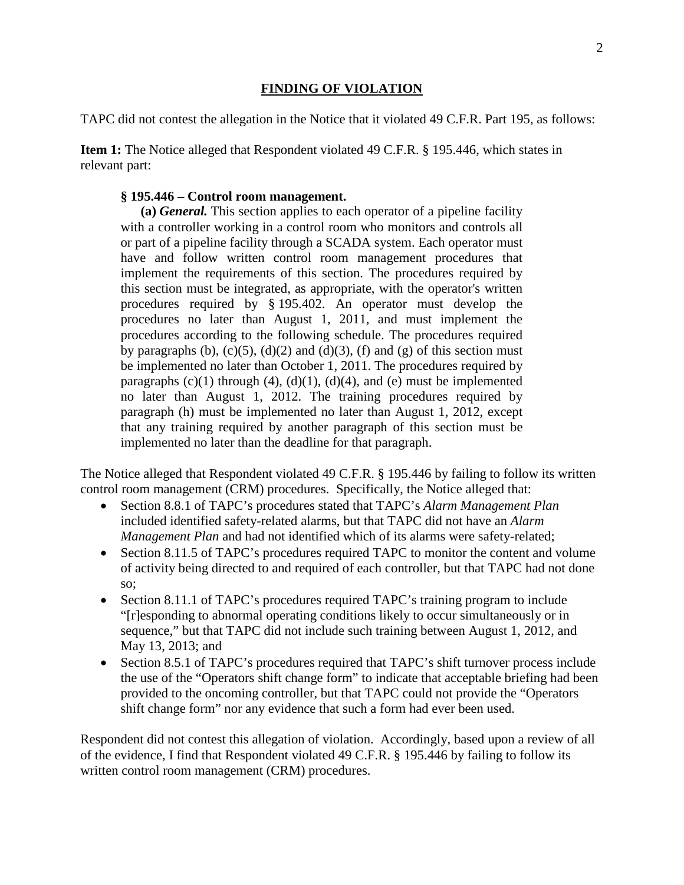## FINDING OF VIOLATION

TAPC did not contest the allegation in the Notice that it violated 49 C.F.R. Part 195, as follows:

**Item 1:** The Notice alleged that Respondent violated 49 C.F.R. § 195.446, which states in relevant part:

> **§ 195.446 – Control room management.**
>
> **(a)** ***General.*** This section applies to each operator of a pipeline facility with a controller working in a control room who monitors and controls all or part of a pipeline facility through a SCADA system. Each operator must have and follow written control room management procedures that implement the requirements of this section. The procedures required by this section must be integrated, as appropriate, with the operator's written procedures required by § 195.402. An operator must develop the procedures no later than August 1, 2011, and must implement the procedures according to the following schedule. The procedures required by paragraphs (b), (c)(5), (d)(2) and (d)(3), (f) and (g) of this section must be implemented no later than October 1, 2011. The procedures required by paragraphs (c)(1) through (4), (d)(1), (d)(4), and (e) must be implemented no later than August 1, 2012. The training procedures required by paragraph (h) must be implemented no later than August 1, 2012, except that any training required by another paragraph of this section must be implemented no later than the deadline for that paragraph.

The Notice alleged that Respondent violated 49 C.F.R. § 195.446 by failing to follow its written control room management (CRM) procedures. Specifically, the Notice alleged that:

- Section 8.8.1 of TAPC's procedures stated that TAPC's *Alarm Management Plan* included identified safety-related alarms, but that TAPC did not have an *Alarm Management Plan* and had not identified which of its alarms were safety-related;
- Section 8.11.5 of TAPC's procedures required TAPC to monitor the content and volume of activity being directed to and required of each controller, but that TAPC had not done so;
- Section 8.11.1 of TAPC's procedures required TAPC's training program to include "[r]esponding to abnormal operating conditions likely to occur simultaneously or in sequence," but that TAPC did not include such training between August 1, 2012, and May 13, 2013; and
- Section 8.5.1 of TAPC's procedures required that TAPC's shift turnover process include the use of the "Operators shift change form" to indicate that acceptable briefing had been provided to the oncoming controller, but that TAPC could not provide the "Operators shift change form" nor any evidence that such a form had ever been used.

Respondent did not contest this allegation of violation. Accordingly, based upon a review of all of the evidence, I find that Respondent violated 49 C.F.R. § 195.446 by failing to follow its written control room management (CRM) procedures.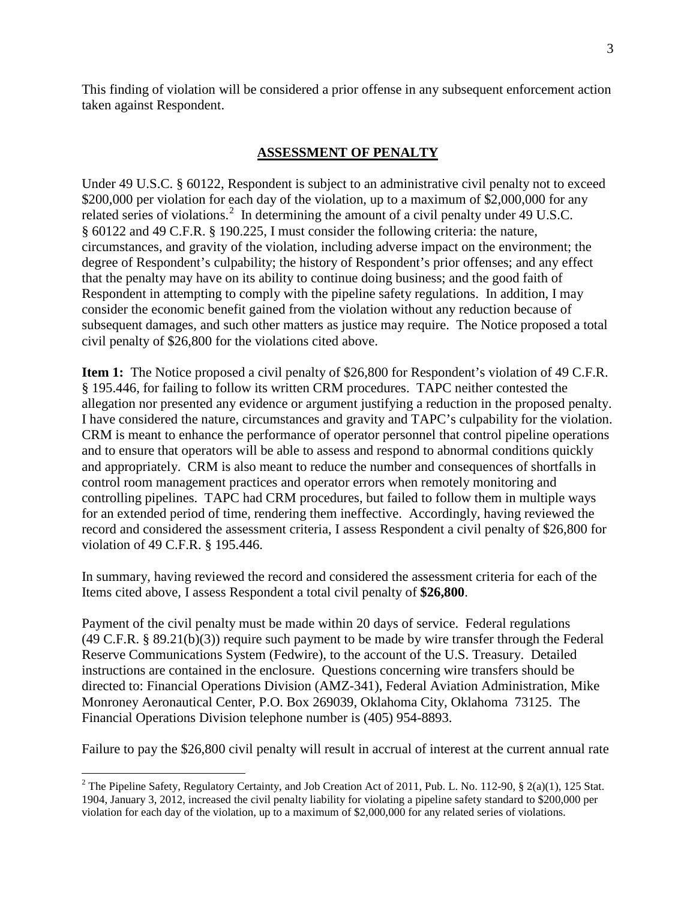This finding of violation will be considered a prior offense in any subsequent enforcement action taken against Respondent.

## ASSESSMENT OF PENALTY

Under 49 U.S.C. § 60122, Respondent is subject to an administrative civil penalty not to exceed $200,000 per violation for each day of the violation, up to a maximum of $2,000,000 for any related series of violations.[2] In determining the amount of a civil penalty under 49 U.S.C. § 60122 and 49 C.F.R. § 190.225, I must consider the following criteria: the nature, circumstances, and gravity of the violation, including adverse impact on the environment; the degree of Respondent's culpability; the history of Respondent's prior offenses; and any effect that the penalty may have on its ability to continue doing business; and the good faith of Respondent in attempting to comply with the pipeline safety regulations. In addition, I may consider the economic benefit gained from the violation without any reduction because of subsequent damages, and such other matters as justice may require. The Notice proposed a total civil penalty of $26,800 for the violations cited above.

**Item 1:** The Notice proposed a civil penalty of $26,800 for Respondent's violation of 49 C.F.R. § 195.446, for failing to follow its written CRM procedures. TAPC neither contested the allegation nor presented any evidence or argument justifying a reduction in the proposed penalty. I have considered the nature, circumstances and gravity and TAPC's culpability for the violation. CRM is meant to enhance the performance of operator personnel that control pipeline operations and to ensure that operators will be able to assess and respond to abnormal conditions quickly and appropriately. CRM is also meant to reduce the number and consequences of shortfalls in control room management practices and operator errors when remotely monitoring and controlling pipelines. TAPC had CRM procedures, but failed to follow them in multiple ways for an extended period of time, rendering them ineffective. Accordingly, having reviewed the record and considered the assessment criteria, I assess Respondent a civil penalty of $26,800 for violation of 49 C.F.R. § 195.446.

In summary, having reviewed the record and considered the assessment criteria for each of the Items cited above, I assess Respondent a total civil penalty of **$26,800**.

Payment of the civil penalty must be made within 20 days of service. Federal regulations (49 C.F.R. § 89.21(b)(3)) require such payment to be made by wire transfer through the Federal Reserve Communications System (Fedwire), to the account of the U.S. Treasury. Detailed instructions are contained in the enclosure. Questions concerning wire transfers should be directed to: Financial Operations Division (AMZ-341), Federal Aviation Administration, Mike Monroney Aeronautical Center, P.O. Box 269039, Oklahoma City, Oklahoma 73125. The Financial Operations Division telephone number is (405) 954-8893.

Failure to pay the $26,800 civil penalty will result in accrual of interest at the current annual rate

---

[2] The Pipeline Safety, Regulatory Certainty, and Job Creation Act of 2011, Pub. L. No. 112-90, § 2(a)(1), 125 Stat. 1904, January 3, 2012, increased the civil penalty liability for violating a pipeline safety standard to $200,000 per violation for each day of the violation, up to a maximum of $2,000,000 for any related series of violations.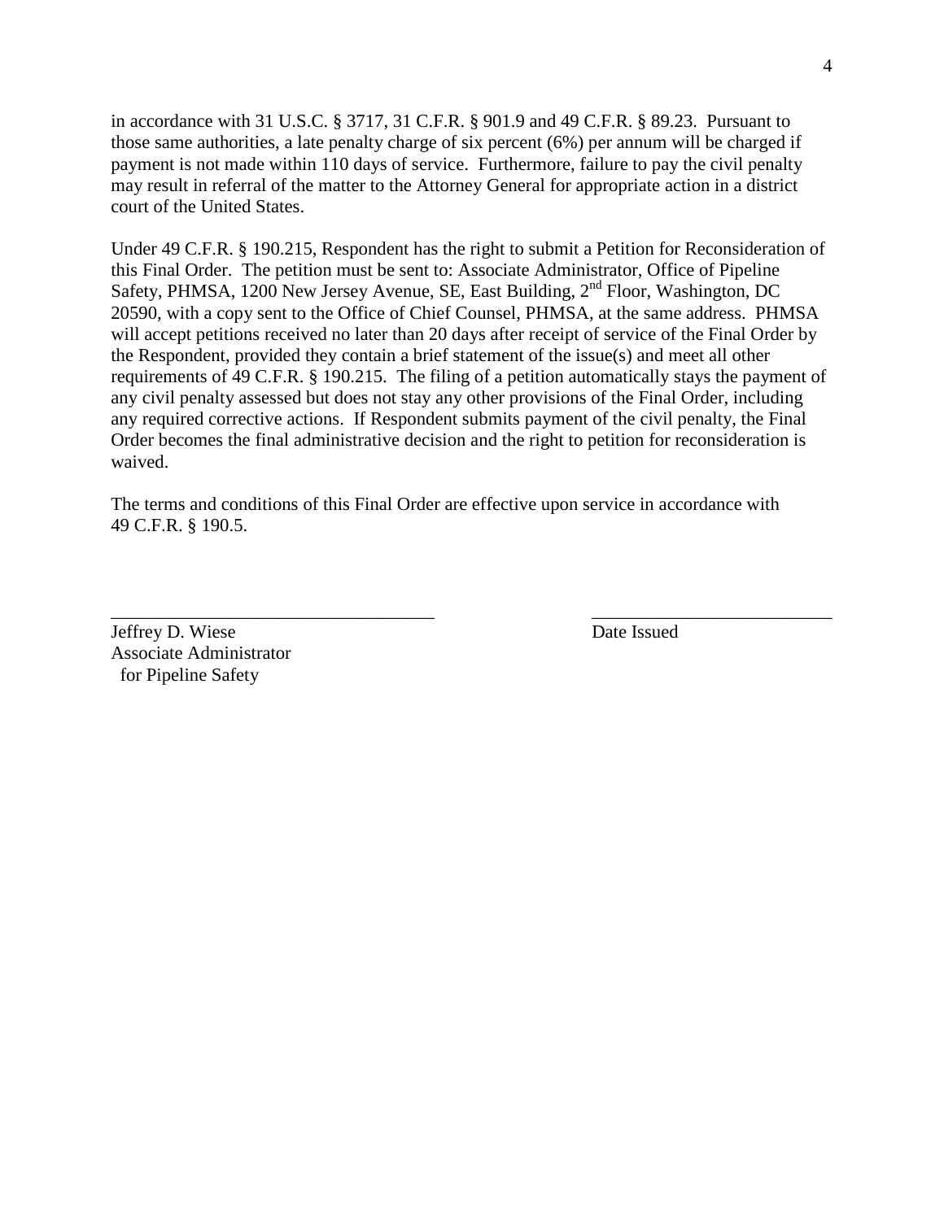in accordance with 31 U.S.C. § 3717, 31 C.F.R. § 901.9 and 49 C.F.R. § 89.23. Pursuant to those same authorities, a late penalty charge of six percent (6%) per annum will be charged if payment is not made within 110 days of service. Furthermore, failure to pay the civil penalty may result in referral of the matter to the Attorney General for appropriate action in a district court of the United States.

Under 49 C.F.R. § 190.215, Respondent has the right to submit a Petition for Reconsideration of this Final Order. The petition must be sent to: Associate Administrator, Office of Pipeline Safety, PHMSA, 1200 New Jersey Avenue, SE, East Building, 2nd Floor, Washington, DC 20590, with a copy sent to the Office of Chief Counsel, PHMSA, at the same address. PHMSA will accept petitions received no later than 20 days after receipt of service of the Final Order by the Respondent, provided they contain a brief statement of the issue(s) and meet all other requirements of 49 C.F.R. § 190.215. The filing of a petition automatically stays the payment of any civil penalty assessed but does not stay any other provisions of the Final Order, including any required corrective actions. If Respondent submits payment of the civil penalty, the Final Order becomes the final administrative decision and the right to petition for reconsideration is waived.

The terms and conditions of this Final Order are effective upon service in accordance with 49 C.F.R. § 190.5.

\_\_\_\_\_\_\_\_\_\_\_\_\_\_\_\_\_\_\_\_\_\_\_\_\_\_\_\_\_\_\_\_\_\_\_
Jeffrey D. Wiese
Associate Administrator
for Pipeline Safety

\_\_\_\_\_\_\_\_\_\_\_\_\_\_\_\_\_\_\_\_\_\_\_\_\_\_
Date Issued